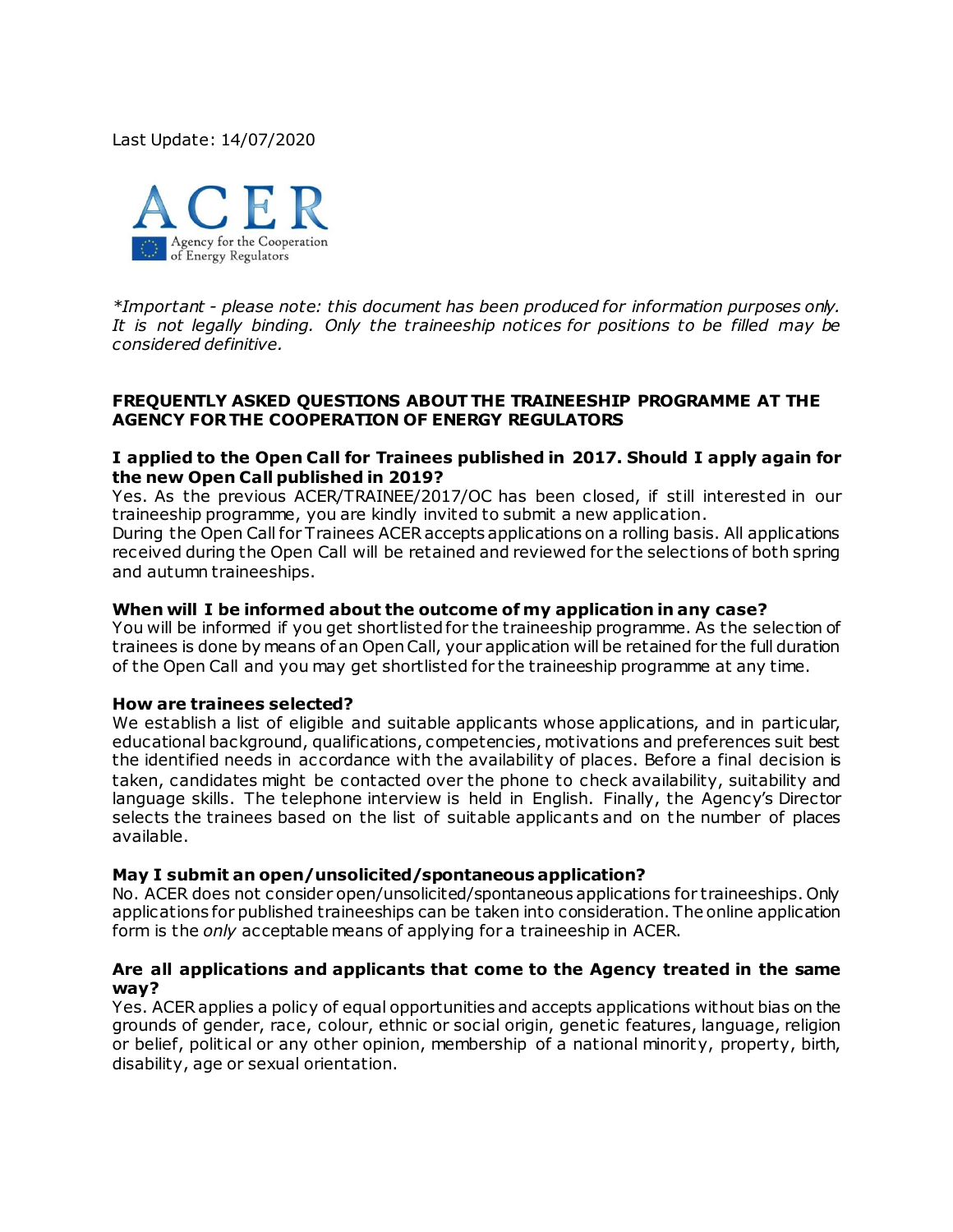Last Update: 14/07/2020

ACER

Agency for the Cooperation of Energy Regulators

*\*Important - please note: this document has been produced for information purposes only. It is not legally binding. Only the traineeship notices for positions to be filled may be considered definitive.*

## FREQUENTLY ASKED QUESTIONS ABOUT THE TRAINEESHIP PROGRAMME AT THE AGENCY FOR THE COOPERATION OF ENERGY REGULATORS

### I applied to the Open Call for Trainees published in 2017. Should I apply again for the new Open Call published in 2019?

Yes. As the previous ACER/TRAINEE/2017/OC has been closed, if still interested in our traineeship programme, you are kindly invited to submit a new application.
During the Open Call for Trainees ACER accepts applications on a rolling basis. All applications received during the Open Call will be retained and reviewed for the selections of both spring and autumn traineeships.

### When will I be informed about the outcome of my application in any case?

You will be informed if you get shortlisted for the traineeship programme. As the selection of trainees is done by means of an Open Call, your application will be retained for the full duration of the Open Call and you may get shortlisted for the traineeship programme at any time.

### How are trainees selected?

We establish a list of eligible and suitable applicants whose applications, and in particular, educational background, qualifications, competencies, motivations and preferences suit best the identified needs in accordance with the availability of places. Before a final decision is taken, candidates might be contacted over the phone to check availability, suitability and language skills. The telephone interview is held in English. Finally, the Agency's Director selects the trainees based on the list of suitable applicants and on the number of places available.

### May I submit an open/unsolicited/spontaneous application?

No. ACER does not consider open/unsolicited/spontaneous applications for traineeships. Only applications for published traineeships can be taken into consideration. The online application form is the *only* acceptable means of applying for a traineeship in ACER.

### Are all applications and applicants that come to the Agency treated in the same way?

Yes. ACER applies a policy of equal opportunities and accepts applications without bias on the grounds of gender, race, colour, ethnic or social origin, genetic features, language, religion or belief, political or any other opinion, membership of a national minority, property, birth, disability, age or sexual orientation.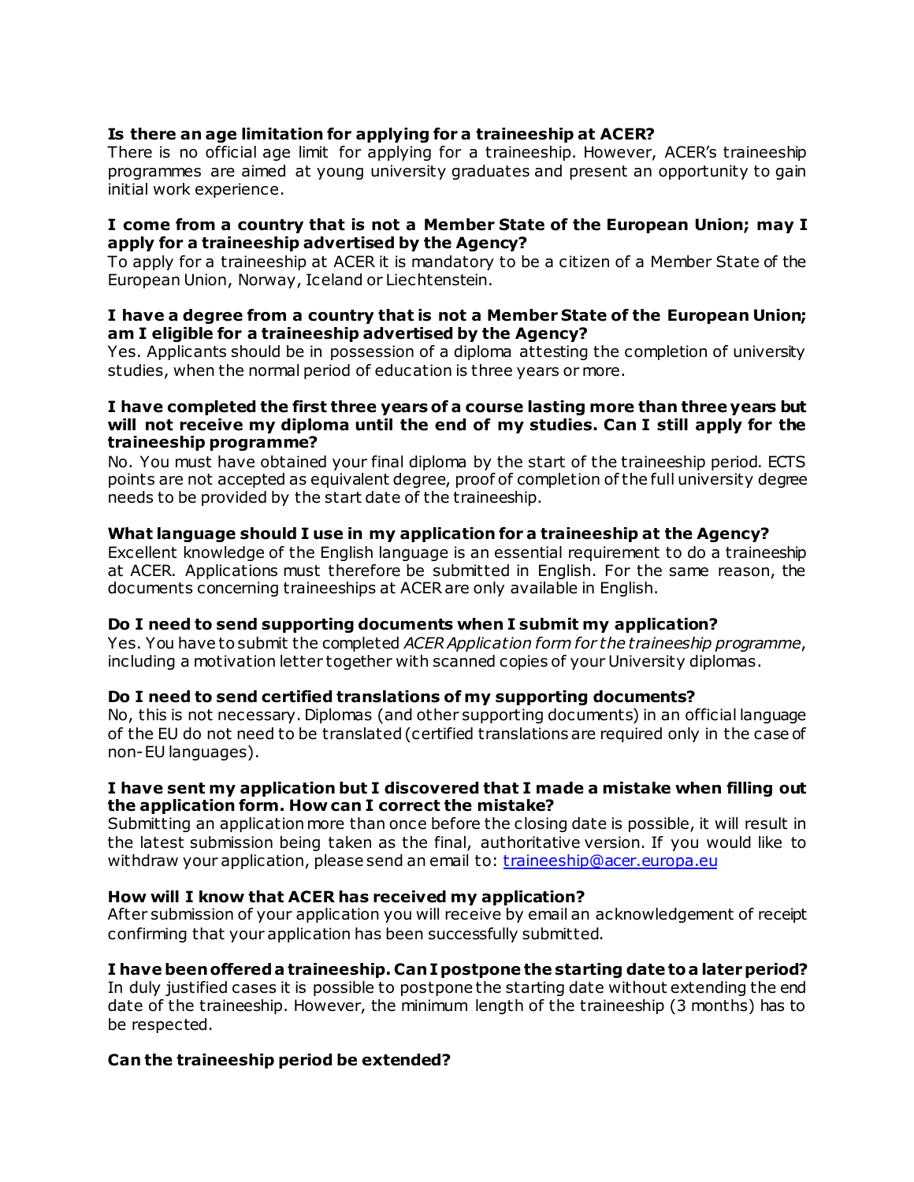**Is there an age limitation for applying for a traineeship at ACER?**
There is no official age limit for applying for a traineeship. However, ACER's traineeship programmes are aimed at young university graduates and present an opportunity to gain initial work experience.

**I come from a country that is not a Member State of the European Union; may I apply for a traineeship advertised by the Agency?**
To apply for a traineeship at ACER it is mandatory to be a citizen of a Member State of the European Union, Norway, Iceland or Liechtenstein.

**I have a degree from a country that is not a Member State of the European Union; am I eligible for a traineeship advertised by the Agency?**
Yes. Applicants should be in possession of a diploma attesting the completion of university studies, when the normal period of education is three years or more.

**I have completed the first three years of a course lasting more than three years but will not receive my diploma until the end of my studies. Can I still apply for the traineeship programme?**
No. You must have obtained your final diploma by the start of the traineeship period. ECTS points are not accepted as equivalent degree, proof of completion of the full university degree needs to be provided by the start date of the traineeship.

**What language should I use in my application for a traineeship at the Agency?**
Excellent knowledge of the English language is an essential requirement to do a traineeship at ACER. Applications must therefore be submitted in English. For the same reason, the documents concerning traineeships at ACER are only available in English.

**Do I need to send supporting documents when I submit my application?**
Yes. You have to submit the completed *ACER Application form for the traineeship programme*, including a motivation letter together with scanned copies of your University diplomas.

**Do I need to send certified translations of my supporting documents?**
No, this is not necessary. Diplomas (and other supporting documents) in an official language of the EU do not need to be translated (certified translations are required only in the case of non-EU languages).

**I have sent my application but I discovered that I made a mistake when filling out the application form. How can I correct the mistake?**
Submitting an application more than once before the closing date is possible, it will result in the latest submission being taken as the final, authoritative version. If you would like to withdraw your application, please send an email to: traineeship@acer.europa.eu

**How will I know that ACER has received my application?**
After submission of your application you will receive by email an acknowledgement of receipt confirming that your application has been successfully submitted.

**I have been offered a traineeship. Can I postpone the starting date to a later period?**
In duly justified cases it is possible to postpone the starting date without extending the end date of the traineeship. However, the minimum length of the traineeship (3 months) has to be respected.

**Can the traineeship period be extended?**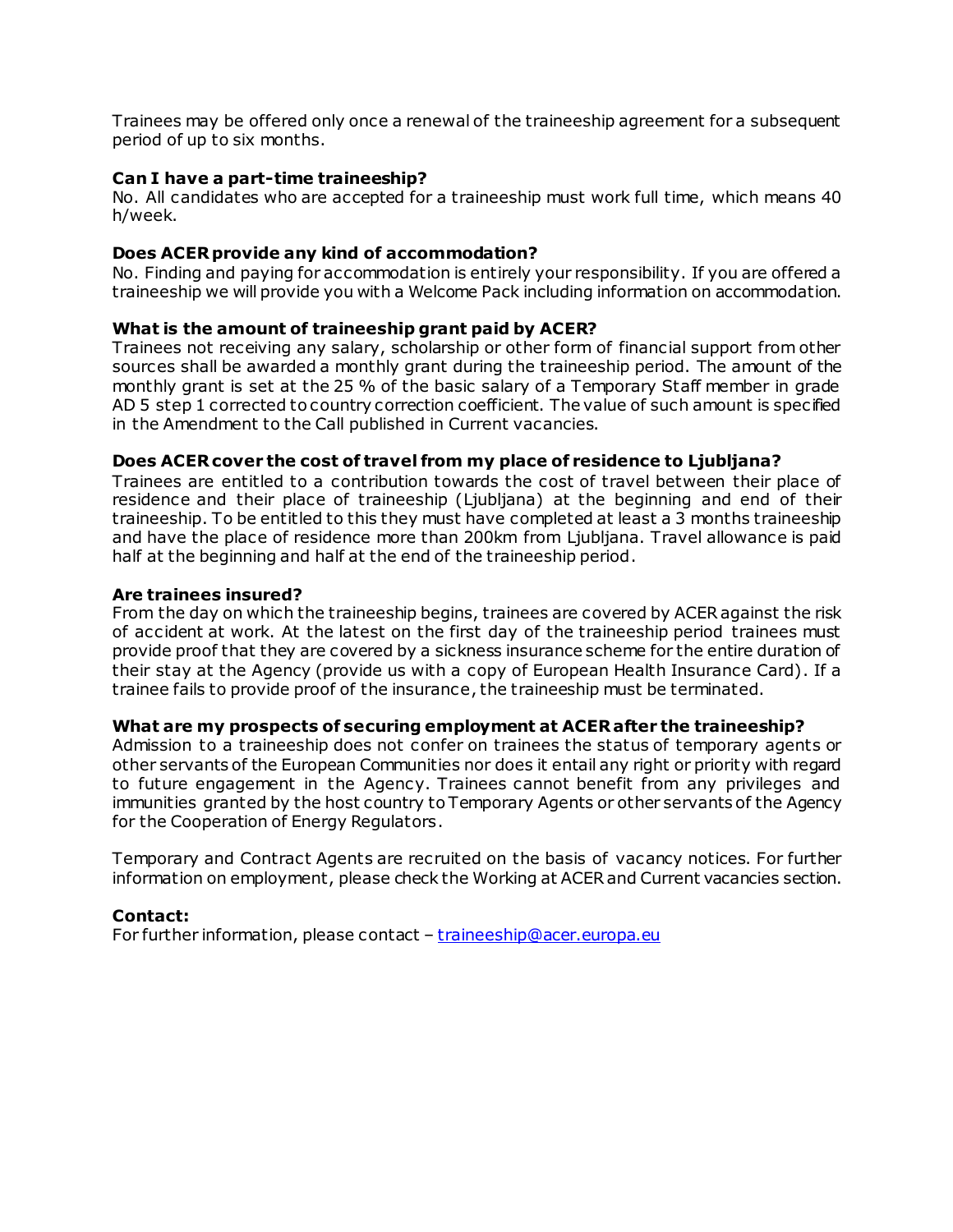Trainees may be offered only once a renewal of the traineeship agreement for a subsequent period of up to six months.

**Can I have a part-time traineeship?**
No. All candidates who are accepted for a traineeship must work full time, which means 40 h/week.

**Does ACER provide any kind of accommodation?**
No. Finding and paying for accommodation is entirely your responsibility. If you are offered a traineeship we will provide you with a Welcome Pack including information on accommodation.

**What is the amount of traineeship grant paid by ACER?**
Trainees not receiving any salary, scholarship or other form of financial support from other sources shall be awarded a monthly grant during the traineeship period. The amount of the monthly grant is set at the 25 % of the basic salary of a Temporary Staff member in grade AD 5 step 1 corrected to country correction coefficient. The value of such amount is specified in the Amendment to the Call published in Current vacancies.

**Does ACER cover the cost of travel from my place of residence to Ljubljana?**
Trainees are entitled to a contribution towards the cost of travel between their place of residence and their place of traineeship (Ljubljana) at the beginning and end of their traineeship. To be entitled to this they must have completed at least a 3 months traineeship and have the place of residence more than 200km from Ljubljana. Travel allowance is paid half at the beginning and half at the end of the traineeship period.

**Are trainees insured?**
From the day on which the traineeship begins, trainees are covered by ACER against the risk of accident at work. At the latest on the first day of the traineeship period trainees must provide proof that they are covered by a sickness insurance scheme for the entire duration of their stay at the Agency (provide us with a copy of European Health Insurance Card). If a trainee fails to provide proof of the insurance, the traineeship must be terminated.

**What are my prospects of securing employment at ACER after the traineeship?**
Admission to a traineeship does not confer on trainees the status of temporary agents or other servants of the European Communities nor does it entail any right or priority with regard to future engagement in the Agency. Trainees cannot benefit from any privileges and immunities granted by the host country to Temporary Agents or other servants of the Agency for the Cooperation of Energy Regulators.

Temporary and Contract Agents are recruited on the basis of vacancy notices. For further information on employment, please check the Working at ACER and Current vacancies section.

**Contact:**
For further information, please contact – traineeship@acer.europa.eu